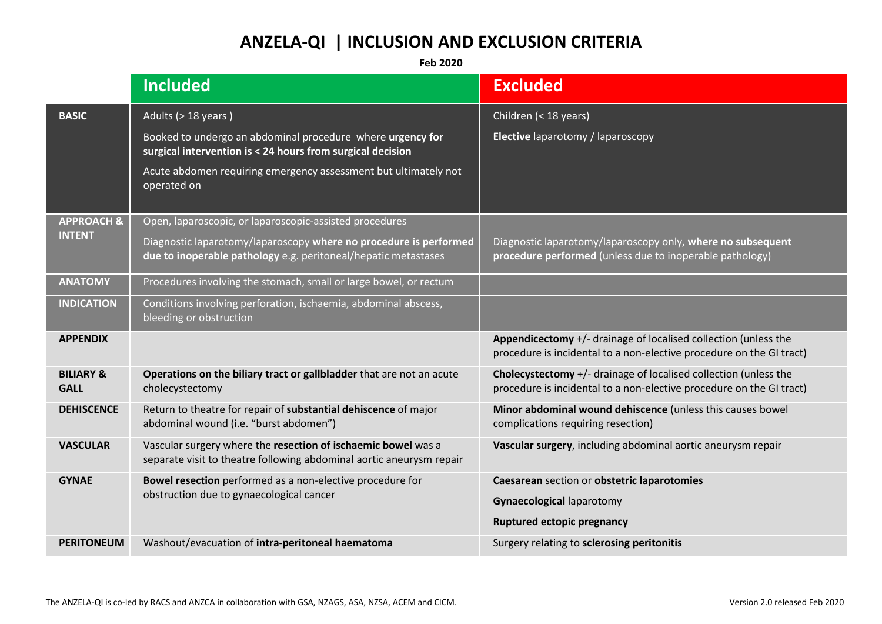# ANZELA-QI | INCLUSION AND EXCLUSION CRITERIA

**Feb 2020**

| | **Included** | **Excluded** |
|---|---|---|
| **BASIC** | Adults (> 18 years )<br>Booked to undergo an abdominal procedure where **urgency for surgical intervention is < 24 hours from surgical decision**<br>Acute abdomen requiring emergency assessment but ultimately not operated on | Children (< 18 years)<br>**Elective** laparotomy / laparoscopy |
| **APPROACH & INTENT** | Open, laparoscopic, or laparoscopic-assisted procedures<br>Diagnostic laparotomy/laparoscopy **where no procedure is performed due to inoperable pathology** e.g. peritoneal/hepatic metastases | Diagnostic laparotomy/laparoscopy only, **where no subsequent procedure performed** (unless due to inoperable pathology) |
| **ANATOMY** | Procedures involving the stomach, small or large bowel, or rectum | |
| **INDICATION** | Conditions involving perforation, ischaemia, abdominal abscess, bleeding or obstruction | |
| **APPENDIX** | | **Appendicectomy** +/- drainage of localised collection (unless the procedure is incidental to a non-elective procedure on the GI tract) |
| **BILIARY & GALL** | **Operations on the biliary tract or gallbladder** that are not an acute cholecystectomy | **Cholecystectomy** +/- drainage of localised collection (unless the procedure is incidental to a non-elective procedure on the GI tract) |
| **DEHISCENCE** | Return to theatre for repair of **substantial dehiscence** of major abdominal wound (i.e. "burst abdomen") | **Minor abdominal wound dehiscence** (unless this causes bowel complications requiring resection) |
| **VASCULAR** | Vascular surgery where the **resection of ischaemic bowel** was a separate visit to theatre following abdominal aortic aneurysm repair | **Vascular surgery**, including abdominal aortic aneurysm repair |
| **GYNAE** | **Bowel resection** performed as a non-elective procedure for obstruction due to gynaecological cancer | **Caesarean** section or **obstetric laparotomies**<br>**Gynaecological** laparotomy<br>**Ruptured ectopic pregnancy** |
| **PERITONEUM** | Washout/evacuation of **intra-peritoneal haematoma** | Surgery relating to **sclerosing peritonitis** |

The ANZELA-QI is co-led by RACS and ANZCA in collaboration with GSA, NZAGS, ASA, NZSA, ACEM and CICM.

Version 2.0 released Feb 2020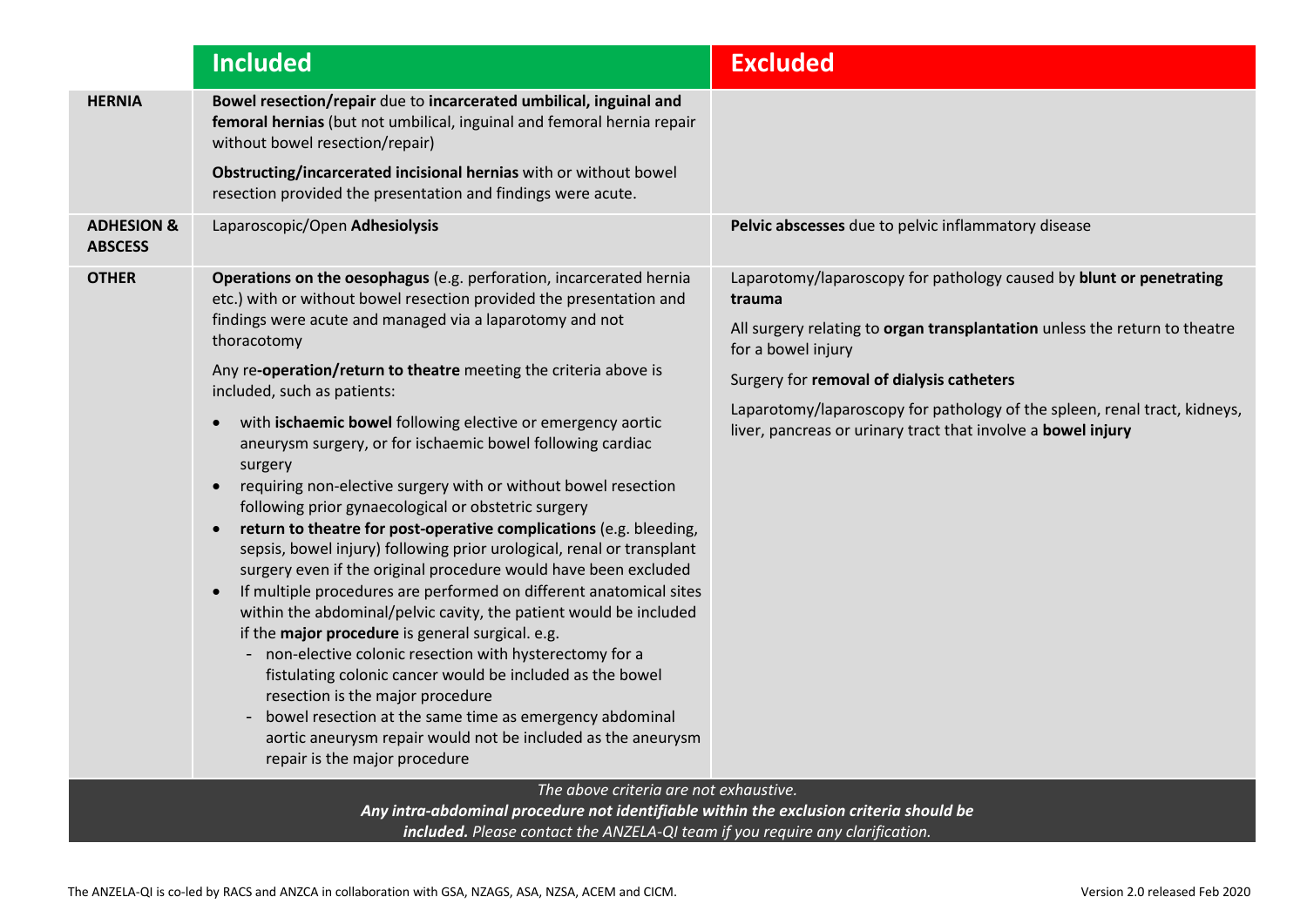| | Included | Excluded |
|---|---|---|
| **HERNIA** | **Bowel resection/repair** due to **incarcerated umbilical, inguinal and femoral hernias** (but not umbilical, inguinal and femoral hernia repair without bowel resection/repair)<br><br>**Obstructing/incarcerated incisional hernias** with or without bowel resection provided the presentation and findings were acute. | |
| **ADHESION & ABSCESS** | Laparoscopic/Open **Adhesiolysis** | **Pelvic abscesses** due to pelvic inflammatory disease |
| **OTHER** | **Operations on the oesophagus** (e.g. perforation, incarcerated hernia etc.) with or without bowel resection provided the presentation and findings were acute and managed via a laparotomy and not thoracotomy<br><br>Any re-**operation/return to theatre** meeting the criteria above is included, such as patients:<br>• with **ischaemic bowel** following elective or emergency aortic aneurysm surgery, or for ischaemic bowel following cardiac surgery<br>• requiring non-elective surgery with or without bowel resection following prior gynaecological or obstetric surgery<br>• **return to theatre for post-operative complications** (e.g. bleeding, sepsis, bowel injury) following prior urological, renal or transplant surgery even if the original procedure would have been excluded<br>• If multiple procedures are performed on different anatomical sites within the abdominal/pelvic cavity, the patient would be included if the **major procedure** is general surgical. e.g.<br>  - non-elective colonic resection with hysterectomy for a fistulating colonic cancer would be included as the bowel resection is the major procedure<br>  - bowel resection at the same time as emergency abdominal aortic aneurysm repair would not be included as the aneurysm repair is the major procedure | Laparotomy/laparoscopy for pathology caused by **blunt or penetrating trauma**<br><br>All surgery relating to **organ transplantation** unless the return to theatre for a bowel injury<br><br>Surgery for **removal of dialysis catheters**<br><br>Laparotomy/laparoscopy for pathology of the spleen, renal tract, kidneys, liver, pancreas or urinary tract that involve a **bowel injury** |

*The above criteria are not exhaustive.*
***Any intra-abdominal procedure not identifiable within the exclusion criteria should be included.*** *Please contact the ANZELA-QI team if you require any clarification.*

The ANZELA-QI is co-led by RACS and ANZCA in collaboration with GSA, NZAGS, ASA, NZSA, ACEM and CICM.

Version 2.0 released Feb 2020